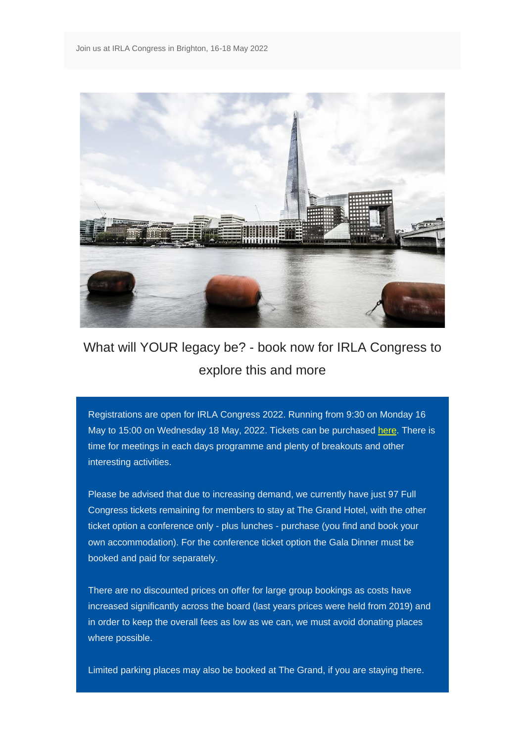Join us at IRLA Congress in Brighton, 16-18 May 2022

## What will YOUR legacy be? - book now for IRLA Congress to explore this and more

Registrations are open for IRLA Congress 2022. Running from 9:30 on Monday 16 May to 15:00 on Wednesday 18 May, 2022. Tickets can be purchased here. There is time for meetings in each days programme and plenty of breakouts and other interesting activities.

Please be advised that due to increasing demand, we currently have just 97 Full Congress tickets remaining for members to stay at The Grand Hotel, with the other ticket option a conference only - plus lunches - purchase (you find and book your own accommodation). For the conference ticket option the Gala Dinner must be booked and paid for separately.

There are no discounted prices on offer for large group bookings as costs have increased significantly across the board (last years prices were held from 2019) and in order to keep the overall fees as low as we can, we must avoid donating places where possible.

Limited parking places may also be booked at The Grand, if you are staying there.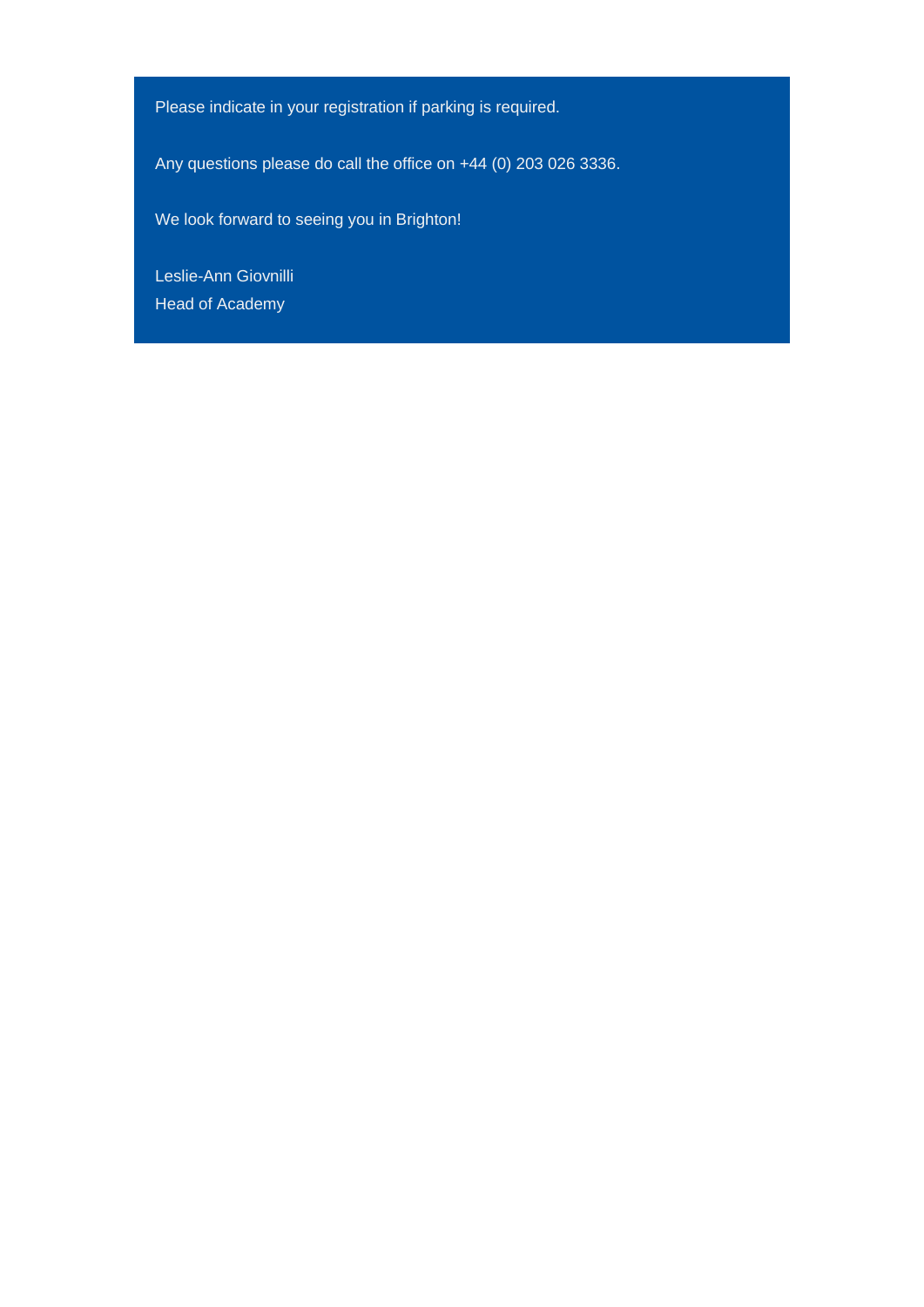Please indicate in your registration if parking is required.

Any questions please do call the office on +44 (0) 203 026 3336.

We look forward to seeing you in Brighton!

Leslie-Ann Giovnilli
Head of Academy